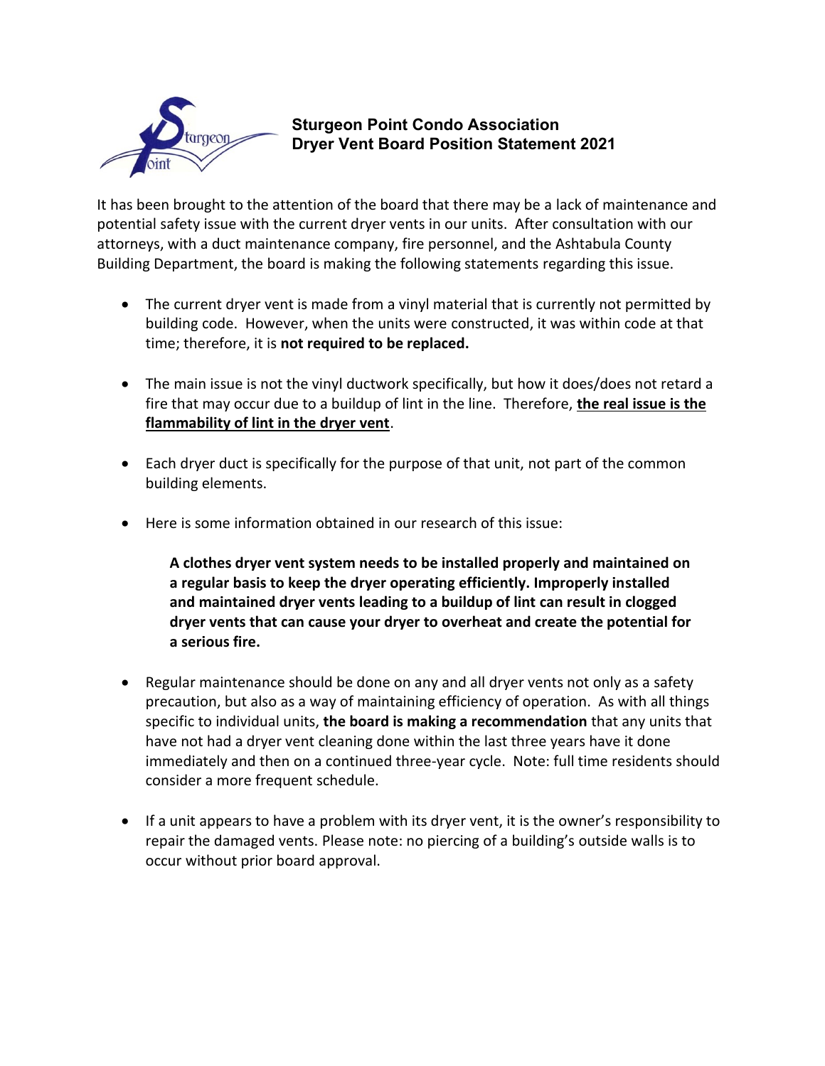# Sturgeon Point Condo Association
## Dryer Vent Board Position Statement 2021

It has been brought to the attention of the board that there may be a lack of maintenance and potential safety issue with the current dryer vents in our units. After consultation with our attorneys, with a duct maintenance company, fire personnel, and the Ashtabula County Building Department, the board is making the following statements regarding this issue.

- The current dryer vent is made from a vinyl material that is currently not permitted by building code. However, when the units were constructed, it was within code at that time; therefore, it is **not required to be replaced.**

- The main issue is not the vinyl ductwork specifically, but how it does/does not retard a fire that may occur due to a buildup of lint in the line. Therefore, **<u>the real issue is the flammability of lint in the dryer vent</u>**.

- Each dryer duct is specifically for the purpose of that unit, not part of the common building elements.

- Here is some information obtained in our research of this issue:

  **A clothes dryer vent system needs to be installed properly and maintained on a regular basis to keep the dryer operating efficiently. Improperly installed and maintained dryer vents leading to a buildup of lint can result in clogged dryer vents that can cause your dryer to overheat and create the potential for a serious fire.**

- Regular maintenance should be done on any and all dryer vents not only as a safety precaution, but also as a way of maintaining efficiency of operation. As with all things specific to individual units, **the board is making a recommendation** that any units that have not had a dryer vent cleaning done within the last three years have it done immediately and then on a continued three-year cycle. Note: full time residents should consider a more frequent schedule.

- If a unit appears to have a problem with its dryer vent, it is the owner's responsibility to repair the damaged vents. Please note: no piercing of a building's outside walls is to occur without prior board approval.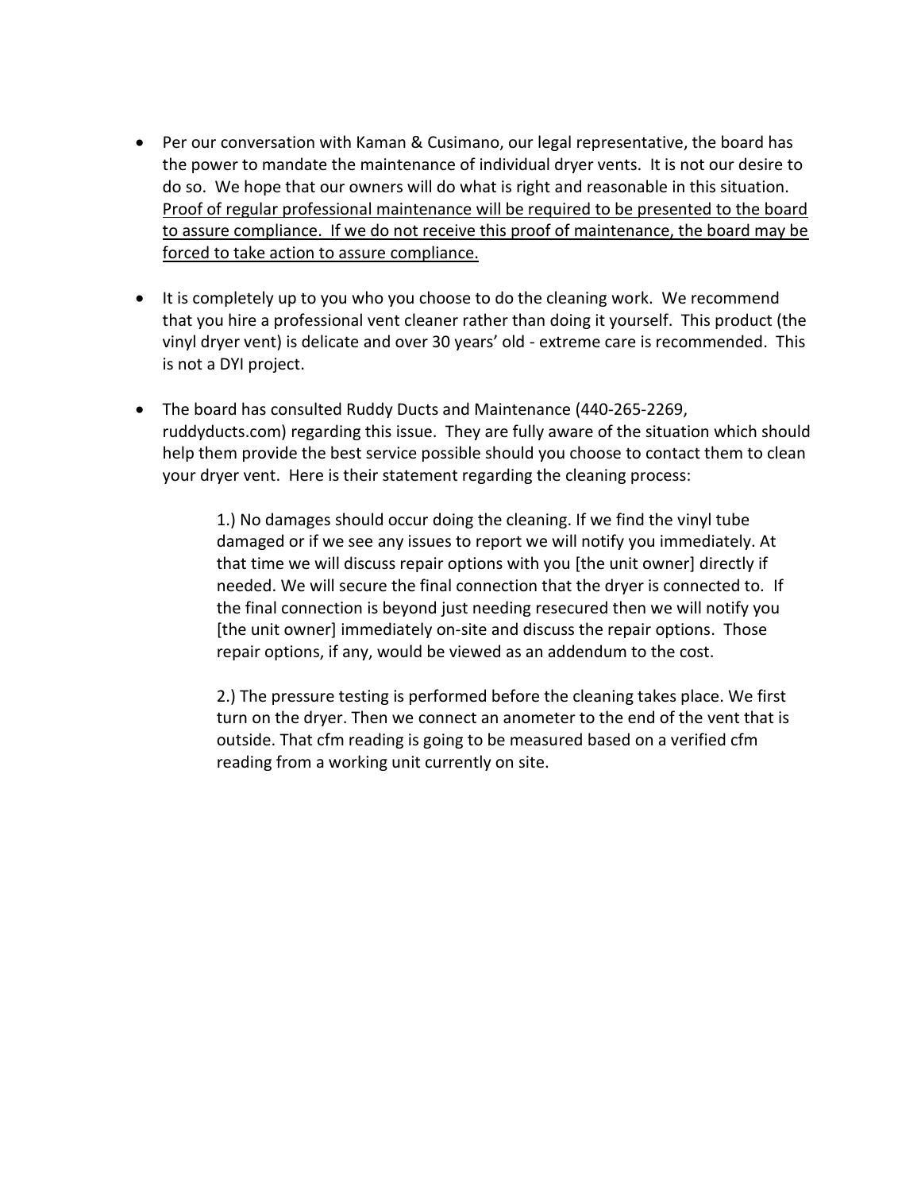- Per our conversation with Kaman & Cusimano, our legal representative, the board has the power to mandate the maintenance of individual dryer vents. It is not our desire to do so. We hope that our owners will do what is right and reasonable in this situation. <u>Proof of regular professional maintenance will be required to be presented to the board to assure compliance. If we do not receive this proof of maintenance, the board may be forced to take action to assure compliance.</u>

- It is completely up to you who you choose to do the cleaning work. We recommend that you hire a professional vent cleaner rather than doing it yourself. This product (the vinyl dryer vent) is delicate and over 30 years' old - extreme care is recommended. This is not a DYI project.

- The board has consulted Ruddy Ducts and Maintenance (440-265-2269, ruddyducts.com) regarding this issue. They are fully aware of the situation which should help them provide the best service possible should you choose to contact them to clean your dryer vent. Here is their statement regarding the cleaning process:

  > 1.) No damages should occur doing the cleaning. If we find the vinyl tube damaged or if we see any issues to report we will notify you immediately. At that time we will discuss repair options with you [the unit owner] directly if needed. We will secure the final connection that the dryer is connected to. If the final connection is beyond just needing resecured then we will notify you [the unit owner] immediately on-site and discuss the repair options. Those repair options, if any, would be viewed as an addendum to the cost.
  >
  > 2.) The pressure testing is performed before the cleaning takes place. We first turn on the dryer. Then we connect an anometer to the end of the vent that is outside. That cfm reading is going to be measured based on a verified cfm reading from a working unit currently on site.